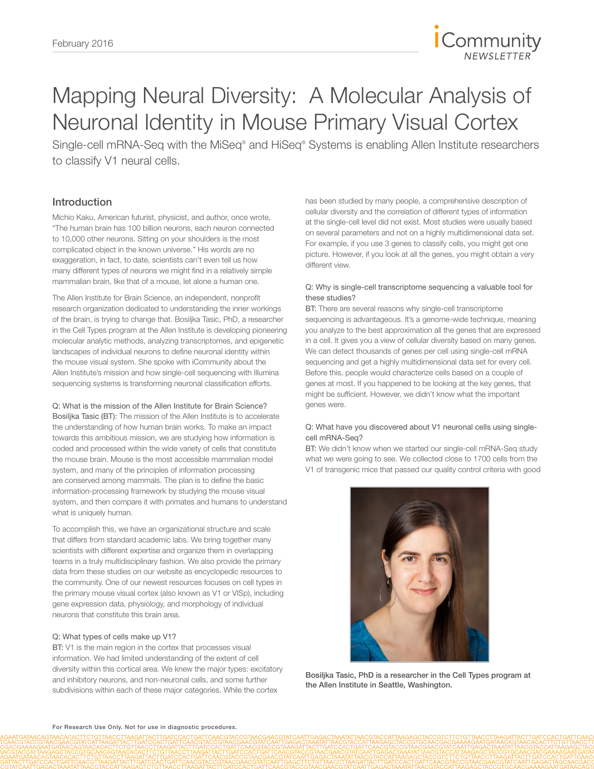# Mapping Neural Diversity: A Molecular Analysis of Neuronal Identity in Mouse Primary Visual Cortex

Single-cell mRNA-Seq with the MiSeq® and HiSeq® Systems is enabling Allen Institute researchers to classify V1 neural cells.

## Introduction

Michio Kaku, American futurist, physicist, and author, once wrote, "The human brain has 100 billion neurons, each neuron connected to 10,000 other neurons. Sitting on your shoulders is the most complicated object in the known universe." His words are no exaggeration, in fact, to date, scientists can't even tell us how many different types of neurons we might find in a relatively simple mammalian brain, like that of a mouse, let alone a human one.

The Allen Institute for Brain Science, an independent, nonprofit research organization dedicated to understanding the inner workings of the brain, is trying to change that. Bosiljka Tasic, PhD, a researcher in the Cell Types program at the Allen Institute is developing pioneering molecular analytic methods, analyzing transcriptomes, and epigenetic landscapes of individual neurons to define neuronal identity within the mouse visual system. She spoke with iCommunity about the Allen Institute's mission and how single-cell sequencing with Illumina sequencing systems is transforming neuronal classification efforts.

Q: What is the mission of the Allen Institute for Brain Science?
Bosiljka Tasic (BT): The mission of the Allen Institute is to accelerate the understanding of how human brain works. To make an impact towards this ambitious mission, we are studying how information is coded and processed within the wide variety of cells that constitute the mouse brain. Mouse is the most accessible mammalian model system, and many of the principles of information processing are conserved among mammals. The plan is to define the basic information-processing framework by studying the mouse visual system, and then compare it with primates and humans to understand what is uniquely human.

To accomplish this, we have an organizational structure and scale that differs from standard academic labs. We bring together many scientists with different expertise and organize them in overlapping teams in a truly multidisciplinary fashion. We also provide the primary data from these studies on our website as encyclopedic resources to the community. One of our newest resources focuses on cell types in the primary mouse visual cortex (also known as V1 or VISp), including gene expression data, physiology, and morphology of individual neurons that constitute this brain area.

Q: What types of cells make up V1?
BT: V1 is the main region in the cortex that processes visual information. We had limited understanding of the extent of cell diversity within this cortical area. We knew the major types: excitatory and inhibitory neurons, and non-neuronal cells, and some further subdivisions within each of these major categories. While the cortex has been studied by many people, a comprehensive description of cellular diversity and the correlation of different types of information at the single-cell level did not exist. Most studies were usually based on several parameters and not on a highly multidimensional data set. For example, if you use 3 genes to classify cells, you might get one picture. However, if you look at all the genes, you might obtain a very different view.

Q: Why is single-cell transcriptome sequencing a valuable tool for these studies?
BT: There are several reasons why single-cell transcriptome sequencing is advantageous. It's a genome-wide technique, meaning you analyze to the best approximation all the genes that are expressed in a cell. It gives you a view of cellular diversity based on many genes. We can detect thousands of genes per cell using single-cell mRNA sequencing and get a highly multidimensional data set for every cell. Before this, people would characterize cells based on a couple of genes at most. If you happened to be looking at the key genes, that might be sufficient. However, we didn't know what the important genes were.

Q: What have you discovered about V1 neuronal cells using single-cell mRNA-Seq?
BT: We didn't know when we started our single-cell mRNA-Seq study what we were going to see. We collected close to 1700 cells from the V1 of transgenic mice that passed our quality control criteria with good

**Bosiljka Tasic, PhD is a researcher in the Cell Types program at the Allen Institute in Seattle, Washington.**

For Research Use Only. Not for use in diagnostic procedures.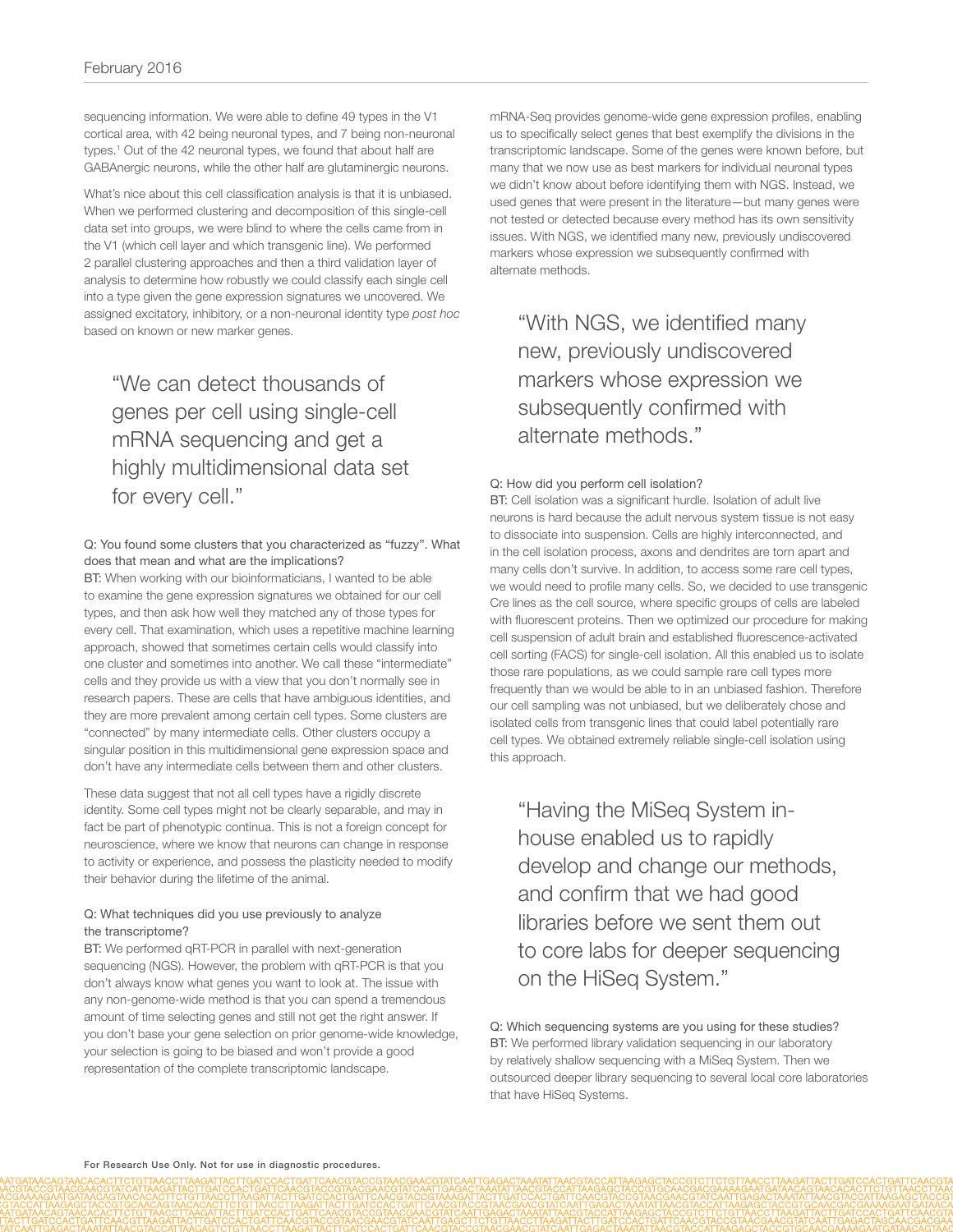sequencing information. We were able to define 49 types in the V1 cortical area, with 42 being neuronal types, and 7 being non-neuronal types.[1] Out of the 42 neuronal types, we found that about half are GABAnergic neurons, while the other half are glutaminergic neurons.

What's nice about this cell classification analysis is that it is unbiased. When we performed clustering and decomposition of this single-cell data set into groups, we were blind to where the cells came from in the V1 (which cell layer and which transgenic line). We performed 2 parallel clustering approaches and then a third validation layer of analysis to determine how robustly we could classify each single cell into a type given the gene expression signatures we uncovered. We assigned excitatory, inhibitory, or a non-neuronal identity type *post hoc* based on known or new marker genes.

> "We can detect thousands of genes per cell using single-cell mRNA sequencing and get a highly multidimensional data set for every cell."

Q: You found some clusters that you characterized as "fuzzy". What does that mean and what are the implications?

BT: When working with our bioinformaticians, I wanted to be able to examine the gene expression signatures we obtained for our cell types, and then ask how well they matched any of those types for every cell. That examination, which uses a repetitive machine learning approach, showed that sometimes certain cells would classify into one cluster and sometimes into another. We call these "intermediate" cells and they provide us with a view that you don't normally see in research papers. These are cells that have ambiguous identities, and they are more prevalent among certain cell types. Some clusters are "connected" by many intermediate cells. Other clusters occupy a singular position in this multidimensional gene expression space and don't have any intermediate cells between them and other clusters.

These data suggest that not all cell types have a rigidly discrete identity. Some cell types might not be clearly separable, and may in fact be part of phenotypic continua. This is not a foreign concept for neuroscience, where we know that neurons can change in response to activity or experience, and possess the plasticity needed to modify their behavior during the lifetime of the animal.

Q: What techniques did you use previously to analyze the transcriptome?

BT: We performed qRT-PCR in parallel with next-generation sequencing (NGS). However, the problem with qRT-PCR is that you don't always know what genes you want to look at. The issue with any non-genome-wide method is that you can spend a tremendous amount of time selecting genes and still not get the right answer. If you don't base your gene selection on prior genome-wide knowledge, your selection is going to be biased and won't provide a good representation of the complete transcriptomic landscape.

mRNA-Seq provides genome-wide gene expression profiles, enabling us to specifically select genes that best exemplify the divisions in the transcriptomic landscape. Some of the genes were known before, but many that we now use as best markers for individual neuronal types we didn't know about before identifying them with NGS. Instead, we used genes that were present in the literature—but many genes were not tested or detected because every method has its own sensitivity issues. With NGS, we identified many new, previously undiscovered markers whose expression we subsequently confirmed with alternate methods.

> "With NGS, we identified many new, previously undiscovered markers whose expression we subsequently confirmed with alternate methods."

Q: How did you perform cell isolation?

BT: Cell isolation was a significant hurdle. Isolation of adult live neurons is hard because the adult nervous system tissue is not easy to dissociate into suspension. Cells are highly interconnected, and in the cell isolation process, axons and dendrites are torn apart and many cells don't survive. In addition, to access some rare cell types, we would need to profile many cells. So, we decided to use transgenic Cre lines as the cell source, where specific groups of cells are labeled with fluorescent proteins. Then we optimized our procedure for making cell suspension of adult brain and established fluorescence-activated cell sorting (FACS) for single-cell isolation. All this enabled us to isolate those rare populations, as we could sample rare cell types more frequently than we would be able to in an unbiased fashion. Therefore our cell sampling was not unbiased, but we deliberately chose and isolated cells from transgenic lines that could label potentially rare cell types. We obtained extremely reliable single-cell isolation using this approach.

> "Having the MiSeq System in-house enabled us to rapidly develop and change our methods, and confirm that we had good libraries before we sent them out to core labs for deeper sequencing on the HiSeq System."

Q: Which sequencing systems are you using for these studies?

BT: We performed library validation sequencing in our laboratory by relatively shallow sequencing with a MiSeq System. Then we outsourced deeper library sequencing to several local core laboratories that have HiSeq Systems.

For Research Use Only. Not for use in diagnostic procedures.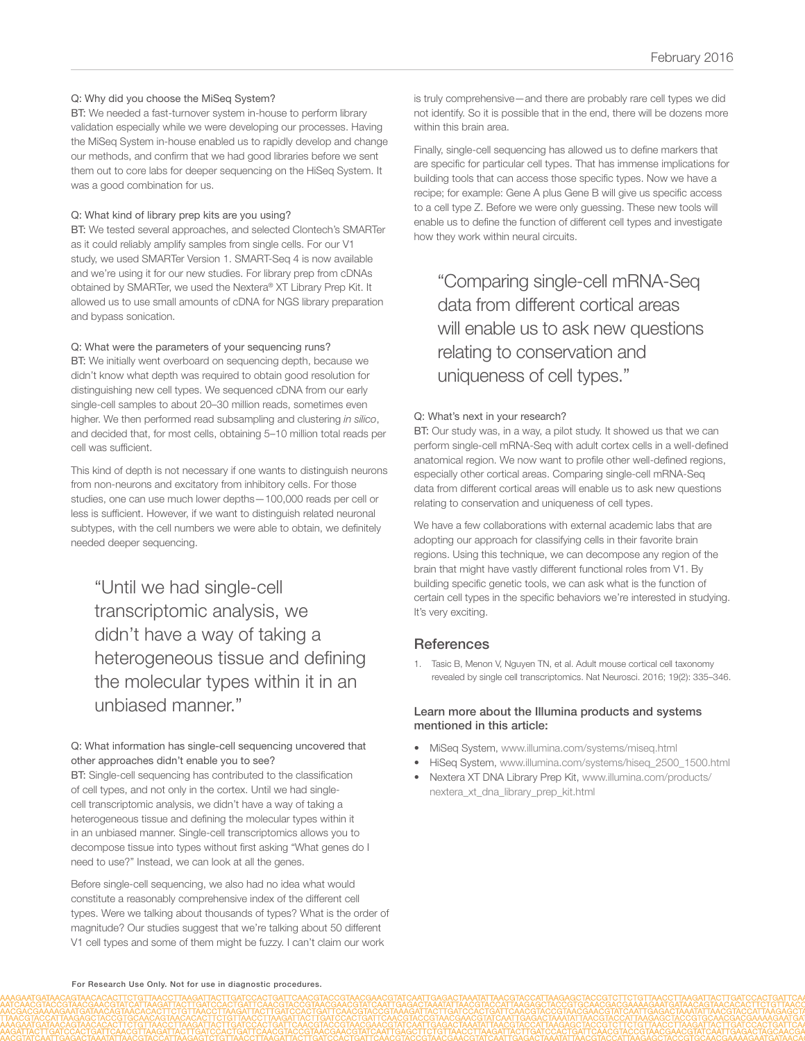Q: Why did you choose the MiSeq System?

BT: We needed a fast-turnover system in-house to perform library validation especially while we were developing our processes. Having the MiSeq System in-house enabled us to rapidly develop and change our methods, and confirm that we had good libraries before we sent them out to core labs for deeper sequencing on the HiSeq System. It was a good combination for us.

Q: What kind of library prep kits are you using?

BT: We tested several approaches, and selected Clontech's SMARTer as it could reliably amplify samples from single cells. For our V1 study, we used SMARTer Version 1. SMART-Seq 4 is now available and we're using it for our new studies. For library prep from cDNAs obtained by SMARTer, we used the Nextera® XT Library Prep Kit. It allowed us to use small amounts of cDNA for NGS library preparation and bypass sonication.

Q: What were the parameters of your sequencing runs?

BT: We initially went overboard on sequencing depth, because we didn't know what depth was required to obtain good resolution for distinguishing new cell types. We sequenced cDNA from our early single-cell samples to about 20–30 million reads, sometimes even higher. We then performed read subsampling and clustering *in silico*, and decided that, for most cells, obtaining 5–10 million total reads per cell was sufficient.

This kind of depth is not necessary if one wants to distinguish neurons from non-neurons and excitatory from inhibitory cells. For those studies, one can use much lower depths—100,000 reads per cell or less is sufficient. However, if we want to distinguish related neuronal subtypes, with the cell numbers we were able to obtain, we definitely needed deeper sequencing.

> "Until we had single-cell transcriptomic analysis, we didn't have a way of taking a heterogeneous tissue and defining the molecular types within it in an unbiased manner."

Q: What information has single-cell sequencing uncovered that other approaches didn't enable you to see?

BT: Single-cell sequencing has contributed to the classification of cell types, and not only in the cortex. Until we had single-cell transcriptomic analysis, we didn't have a way of taking a heterogeneous tissue and defining the molecular types within it in an unbiased manner. Single-cell transcriptomics allows you to decompose tissue into types without first asking "What genes do I need to use?" Instead, we can look at all the genes.

Before single-cell sequencing, we also had no idea what would constitute a reasonably comprehensive index of the different cell types. Were we talking about thousands of types? What is the order of magnitude? Our studies suggest that we're talking about 50 different V1 cell types and some of them might be fuzzy. I can't claim our work is truly comprehensive—and there are probably rare cell types we did not identify. So it is possible that in the end, there will be dozens more within this brain area.

Finally, single-cell sequencing has allowed us to define markers that are specific for particular cell types. That has immense implications for building tools that can access those specific types. Now we have a recipe; for example: Gene A plus Gene B will give us specific access to a cell type Z. Before we were only guessing. These new tools will enable us to define the function of different cell types and investigate how they work within neural circuits.

> "Comparing single-cell mRNA-Seq data from different cortical areas will enable us to ask new questions relating to conservation and uniqueness of cell types."

Q: What's next in your research?

BT: Our study was, in a way, a pilot study. It showed us that we can perform single-cell mRNA-Seq with adult cortex cells in a well-defined anatomical region. We now want to profile other well-defined regions, especially other cortical areas. Comparing single-cell mRNA-Seq data from different cortical areas will enable us to ask new questions relating to conservation and uniqueness of cell types.

We have a few collaborations with external academic labs that are adopting our approach for classifying cells in their favorite brain regions. Using this technique, we can decompose any region of the brain that might have vastly different functional roles from V1. By building specific genetic tools, we can ask what is the function of certain cell types in the specific behaviors we're interested in studying. It's very exciting.

## References

1. Tasic B, Menon V, Nguyen TN, et al. Adult mouse cortical cell taxonomy revealed by single cell transcriptomics. Nat Neurosci. 2016; 19(2): 335–346.

### Learn more about the Illumina products and systems mentioned in this article:

- MiSeq System, www.illumina.com/systems/miseq.html
- HiSeq System, www.illumina.com/systems/hiseq_2500_1500.html
- Nextera XT DNA Library Prep Kit, www.illumina.com/products/nextera_xt_dna_library_prep_kit.html

For Research Use Only. Not for use in diagnostic procedures.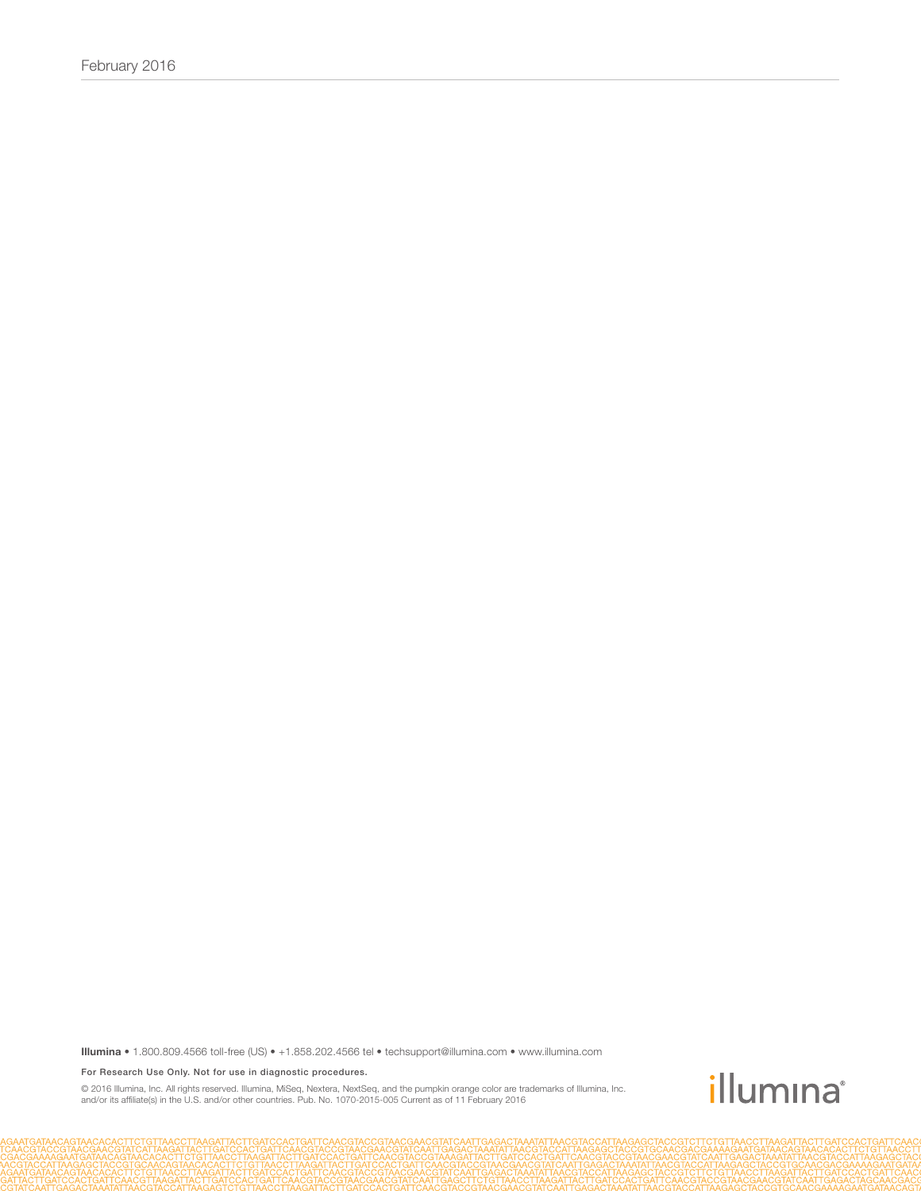February 2016

**Illumina** • 1.800.809.4566 toll-free (US) • +1.858.202.4566 tel • techsupport@illumina.com • www.illumina.com

For Research Use Only. Not for use in diagnostic procedures.

© 2016 Illumina, Inc. All rights reserved. Illumina, MiSeq, Nextera, NextSeq, and the pumpkin orange color are trademarks of Illumina, Inc. and/or its affiliate(s) in the U.S. and/or other countries. Pub. No. 1070-2015-005 Current as of 11 February 2016